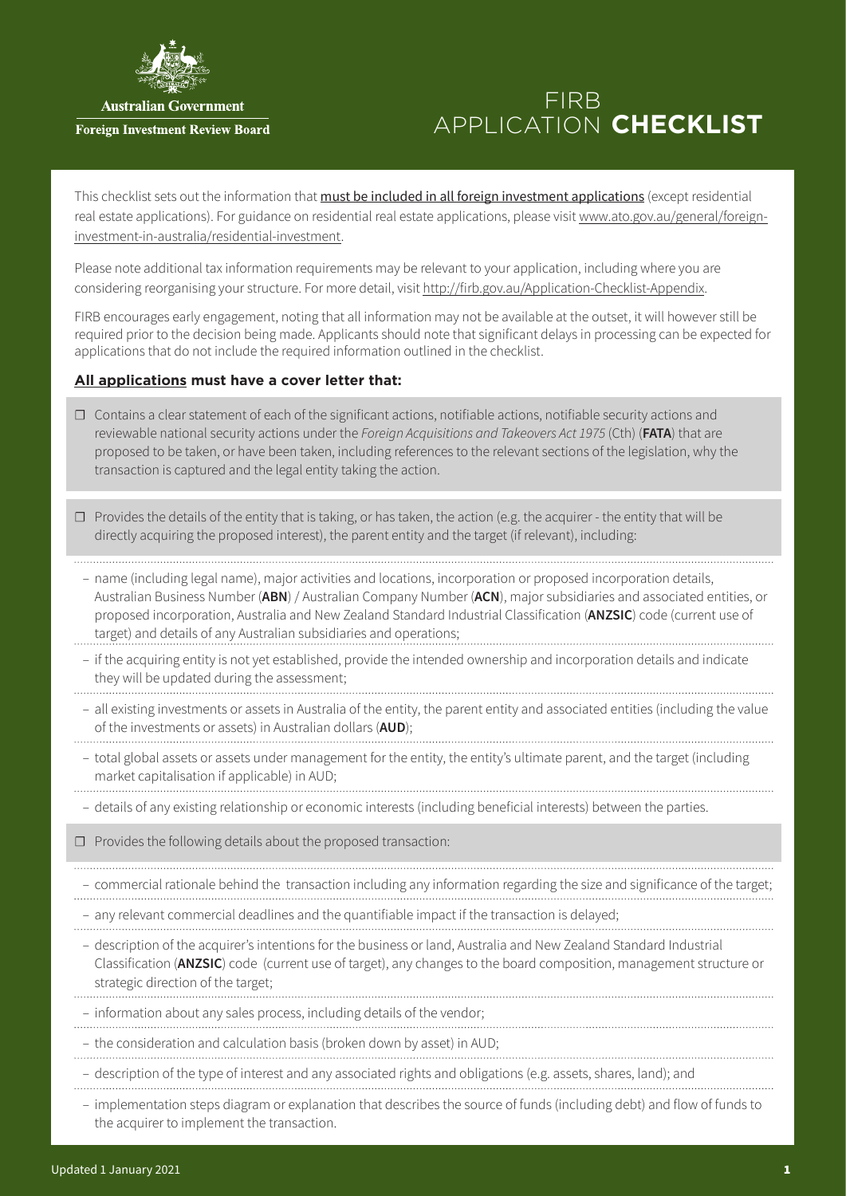Australian Government

Foreign Investment Review Board

# FIRB APPLICATION **CHECKLIST**

This checklist sets out the information that must be included in all foreign investment applications (except residential real estate applications). For guidance on residential real estate applications, please visit www.ato.gov.au/general/foreign-investment-in-australia/residential-investment.

Please note additional tax information requirements may be relevant to your application, including where you are considering reorganising your structure. For more detail, visit http://firb.gov.au/Application-Checklist-Appendix.

FIRB encourages early engagement, noting that all information may not be available at the outset, it will however still be required prior to the decision being made. Applicants should note that significant delays in processing can be expected for applications that do not include the required information outlined in the checklist.

### **All applications must have a cover letter that:**

- ☐ Contains a clear statement of each of the significant actions, notifiable actions, notifiable security actions and reviewable national security actions under the *Foreign Acquisitions and Takeovers Act 1975* (Cth) (**FATA**) that are proposed to be taken, or have been taken, including references to the relevant sections of the legislation, why the transaction is captured and the legal entity taking the action.

- ☐ Provides the details of the entity that is taking, or has taken, the action (e.g. the acquirer - the entity that will be directly acquiring the proposed interest), the parent entity and the target (if relevant), including:
  - name (including legal name), major activities and locations, incorporation or proposed incorporation details, Australian Business Number (**ABN**) / Australian Company Number (**ACN**), major subsidiaries and associated entities, or proposed incorporation, Australia and New Zealand Standard Industrial Classification (**ANZSIC**) code (current use of target) and details of any Australian subsidiaries and operations;
  - if the acquiring entity is not yet established, provide the intended ownership and incorporation details and indicate they will be updated during the assessment;
  - all existing investments or assets in Australia of the entity, the parent entity and associated entities (including the value of the investments or assets) in Australian dollars (**AUD**);
  - total global assets or assets under management for the entity, the entity's ultimate parent, and the target (including market capitalisation if applicable) in AUD;
  - details of any existing relationship or economic interests (including beneficial interests) between the parties.

- ☐ Provides the following details about the proposed transaction:
  - commercial rationale behind the transaction including any information regarding the size and significance of the target;
  - any relevant commercial deadlines and the quantifiable impact if the transaction is delayed;
  - description of the acquirer's intentions for the business or land, Australia and New Zealand Standard Industrial Classification (**ANZSIC**) code (current use of target), any changes to the board composition, management structure or strategic direction of the target;
  - information about any sales process, including details of the vendor;
  - the consideration and calculation basis (broken down by asset) in AUD;
  - description of the type of interest and any associated rights and obligations (e.g. assets, shares, land); and
  - implementation steps diagram or explanation that describes the source of funds (including debt) and flow of funds to the acquirer to implement the transaction.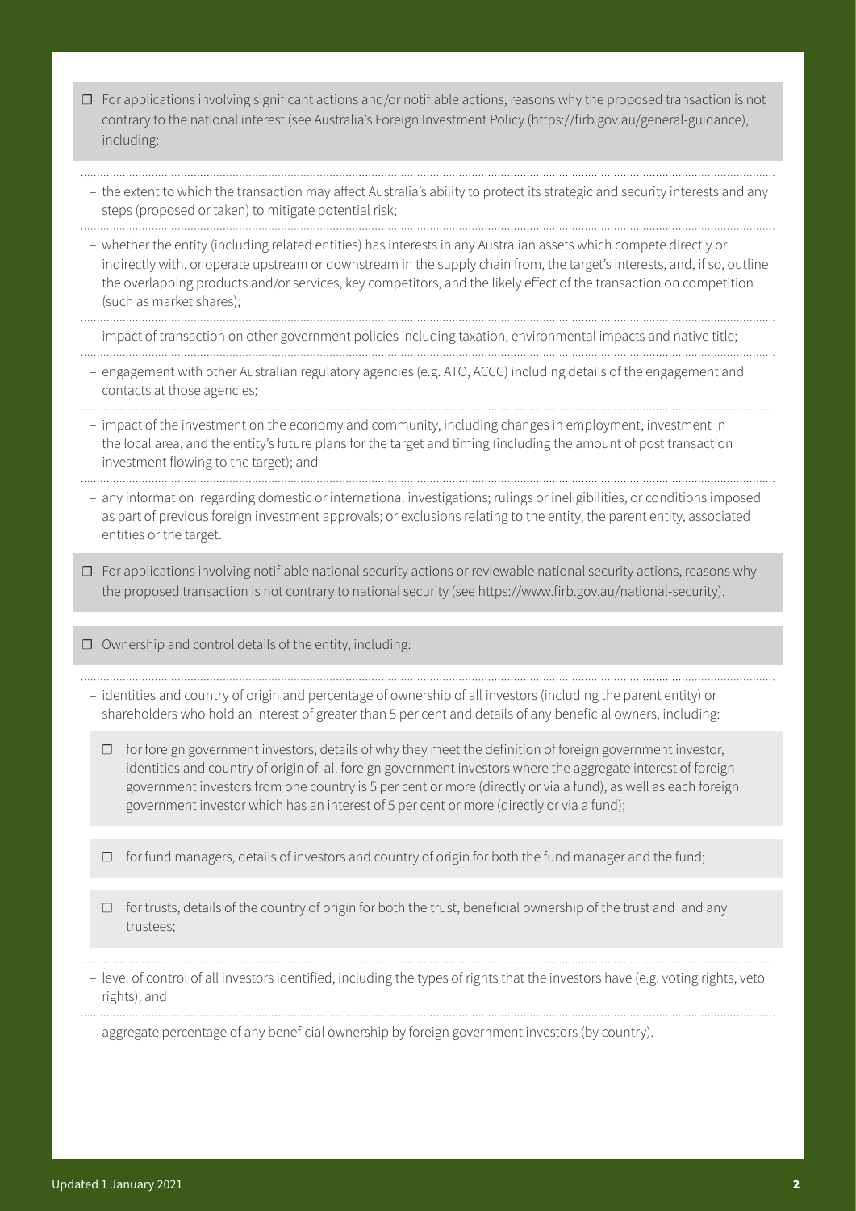- ☐ For applications involving significant actions and/or notifiable actions, reasons why the proposed transaction is not contrary to the national interest (see Australia's Foreign Investment Policy (https://firb.gov.au/general-guidance), including:
  - the extent to which the transaction may affect Australia's ability to protect its strategic and security interests and any steps (proposed or taken) to mitigate potential risk;
  - whether the entity (including related entities) has interests in any Australian assets which compete directly or indirectly with, or operate upstream or downstream in the supply chain from, the target's interests, and, if so, outline the overlapping products and/or services, key competitors, and the likely effect of the transaction on competition (such as market shares);
  - impact of transaction on other government policies including taxation, environmental impacts and native title;
  - engagement with other Australian regulatory agencies (e.g. ATO, ACCC) including details of the engagement and contacts at those agencies;
  - impact of the investment on the economy and community, including changes in employment, investment in the local area, and the entity's future plans for the target and timing (including the amount of post transaction investment flowing to the target); and
  - any information regarding domestic or international investigations; rulings or ineligibilities, or conditions imposed as part of previous foreign investment approvals; or exclusions relating to the entity, the parent entity, associated entities or the target.
- ☐ For applications involving notifiable national security actions or reviewable national security actions, reasons why the proposed transaction is not contrary to national security (see https://www.firb.gov.au/national-security).
- ☐ Ownership and control details of the entity, including:
  - identities and country of origin and percentage of ownership of all investors (including the parent entity) or shareholders who hold an interest of greater than 5 per cent and details of any beneficial owners, including:
    - ☐ for foreign government investors, details of why they meet the definition of foreign government investor, identities and country of origin of all foreign government investors where the aggregate interest of foreign government investors from one country is 5 per cent or more (directly or via a fund), as well as each foreign government investor which has an interest of 5 per cent or more (directly or via a fund);
    - ☐ for fund managers, details of investors and country of origin for both the fund manager and the fund;
    - ☐ for trusts, details of the country of origin for both the trust, beneficial ownership of the trust and and any trustees;
  - level of control of all investors identified, including the types of rights that the investors have (e.g. voting rights, veto rights); and
  - aggregate percentage of any beneficial ownership by foreign government investors (by country).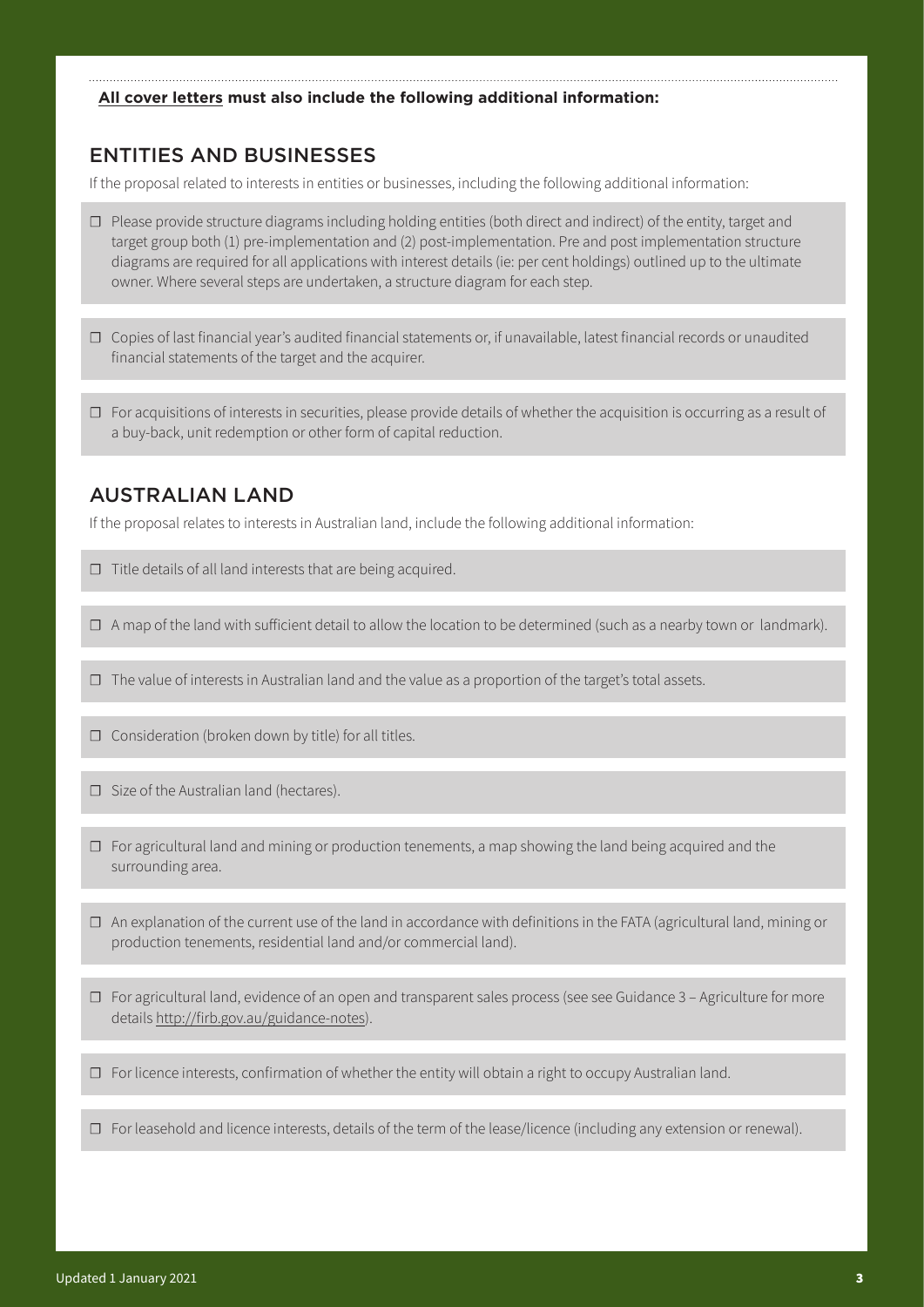**All cover letters must also include the following additional information:**

## ENTITIES AND BUSINESSES

If the proposal related to interests in entities or businesses, including the following additional information:

- ☐ Please provide structure diagrams including holding entities (both direct and indirect) of the entity, target and target group both (1) pre-implementation and (2) post-implementation. Pre and post implementation structure diagrams are required for all applications with interest details (ie: per cent holdings) outlined up to the ultimate owner. Where several steps are undertaken, a structure diagram for each step.
- ☐ Copies of last financial year's audited financial statements or, if unavailable, latest financial records or unaudited financial statements of the target and the acquirer.
- ☐ For acquisitions of interests in securities, please provide details of whether the acquisition is occurring as a result of a buy-back, unit redemption or other form of capital reduction.

## AUSTRALIAN LAND

If the proposal relates to interests in Australian land, include the following additional information:

- ☐ Title details of all land interests that are being acquired.
- ☐ A map of the land with sufficient detail to allow the location to be determined (such as a nearby town or landmark).
- ☐ The value of interests in Australian land and the value as a proportion of the target's total assets.
- ☐ Consideration (broken down by title) for all titles.
- ☐ Size of the Australian land (hectares).
- ☐ For agricultural land and mining or production tenements, a map showing the land being acquired and the surrounding area.
- ☐ An explanation of the current use of the land in accordance with definitions in the FATA (agricultural land, mining or production tenements, residential land and/or commercial land).
- ☐ For agricultural land, evidence of an open and transparent sales process (see see Guidance 3 – Agriculture for more details http://firb.gov.au/guidance-notes).
- ☐ For licence interests, confirmation of whether the entity will obtain a right to occupy Australian land.
- ☐ For leasehold and licence interests, details of the term of the lease/licence (including any extension or renewal).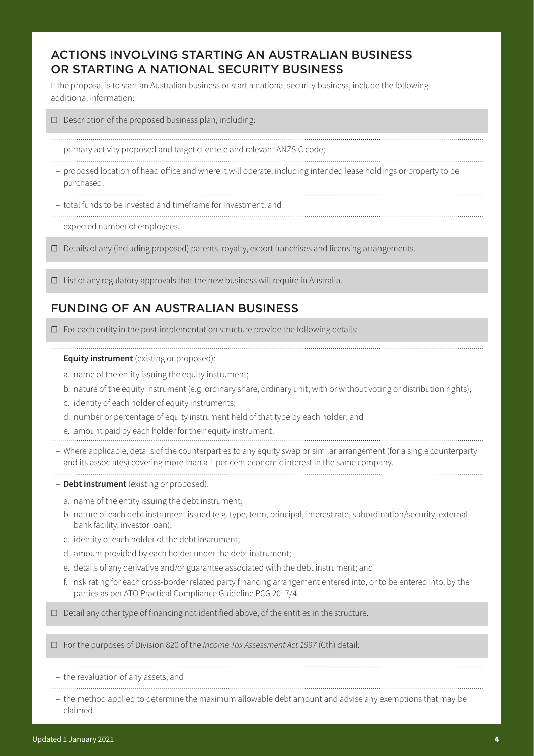## ACTIONS INVOLVING STARTING AN AUSTRALIAN BUSINESS OR STARTING A NATIONAL SECURITY BUSINESS

If the proposal is to start an Australian business or start a national security business, include the following additional information:

- ☐ Description of the proposed business plan, including:
  - primary activity proposed and target clientele and relevant ANZSIC code;
  - proposed location of head office and where it will operate, including intended lease holdings or property to be purchased;
  - total funds to be invested and timeframe for investment; and
  - expected number of employees.
- ☐ Details of any (including proposed) patents, royalty, export franchises and licensing arrangements.
- ☐ List of any regulatory approvals that the new business will require in Australia.

## FUNDING OF AN AUSTRALIAN BUSINESS

- ☐ For each entity in the post-implementation structure provide the following details:
  - **Equity instrument** (existing or proposed):
    - a. name of the entity issuing the equity instrument;
    - b. nature of the equity instrument (e.g. ordinary share, ordinary unit, with or without voting or distribution rights);
    - c. identity of each holder of equity instruments;
    - d. number or percentage of equity instrument held of that type by each holder; and
    - e. amount paid by each holder for their equity instrument.
  - Where applicable, details of the counterparties to any equity swap or similar arrangement (for a single counterparty and its associates) covering more than a 1 per cent economic interest in the same company.
  - **Debt instrument** (existing or proposed):
    - a. name of the entity issuing the debt instrument;
    - b. nature of each debt instrument issued (e.g. type, term, principal, interest rate, subordination/security, external bank facility, investor loan);
    - c. identity of each holder of the debt instrument;
    - d. amount provided by each holder under the debt instrument;
    - e. details of any derivative and/or guarantee associated with the debt instrument; and
    - f. risk rating for each cross-border related party financing arrangement entered into, or to be entered into, by the parties as per ATO Practical Compliance Guideline PCG 2017/4.
- ☐ Detail any other type of financing not identified above, of the entities in the structure.
- ☐ For the purposes of Division 820 of the *Income Tax Assessment Act 1997* (Cth) detail:
  - the revaluation of any assets; and
  - the method applied to determine the maximum allowable debt amount and advise any exemptions that may be claimed.

Updated 1 January 2021